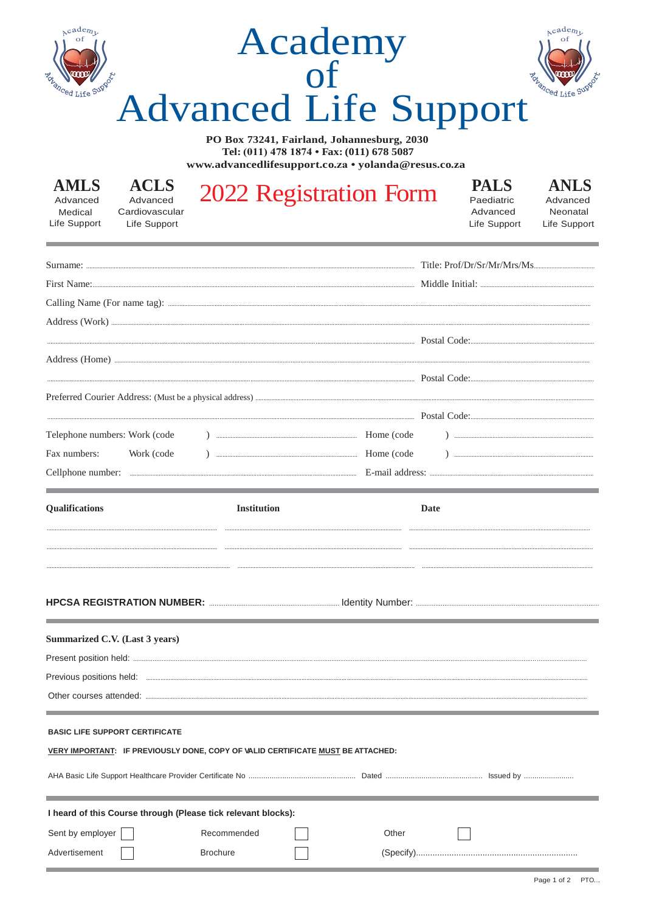# Academy of Advanced Life Support

**PO Box 73241, Fairland, Johannesburg, 2030**
**Tel: (011) 478 1874 • Fax: (011) 678 5087**
**www.advancedlifesupport.co.za • yolanda@resus.co.za**

**AMLS** Advanced Medical Life Support

**ACLS** Advanced Cardiovascular Life Support

## 2022 Registration Form

**PALS** Paediatric Advanced Life Support

**ANLS** Advanced Neonatal Life Support

---

Surname: ........................................................ Title: Prof/Dr/Sr/Mr/Mrs/Ms.....................

First Name:........................................................ Middle Initial: .....................

Calling Name (For name tag): ........................................................

Address (Work) ........................................................

........................................................ Postal Code:.....................

Address (Home) ........................................................

........................................................ Postal Code:.....................

Preferred Courier Address: (Must be a physical address) ........................................................

........................................................ Postal Code:.....................

Telephone numbers: Work (code ) .............................. Home (code ) ..............................

Fax numbers: Work (code ) .............................. Home (code ) ..............................

Cellphone number: .............................. E-mail address: ..............................

---

| Qualifications | Institution | Date |
|---|---|---|
| | | |
| | | |
| | | |

**HPCSA REGISTRATION NUMBER:** .............................. Identity Number: ..............................

---

**Summarized C.V. (Last 3 years)**

Present position held: ........................................................

Previous positions held: ........................................................

Other courses attended: ........................................................

---

**BASIC LIFE SUPPORT CERTIFICATE**

**VERY IMPORTANT: IF PREVIOUSLY DONE, COPY OF VALID CERTIFICATE MUST BE ATTACHED:**

AHA Basic Life Support Healthcare Provider Certificate No .............................. Dated .............................. Issued by ......................

---

**I heard of this Course through (Please tick relevant blocks):**

- ☐ Sent by employer
- ☐ Recommended
- ☐ Other
- ☐ Advertisement
- ☐ Brochure
- (Specify)........................................................

PTO...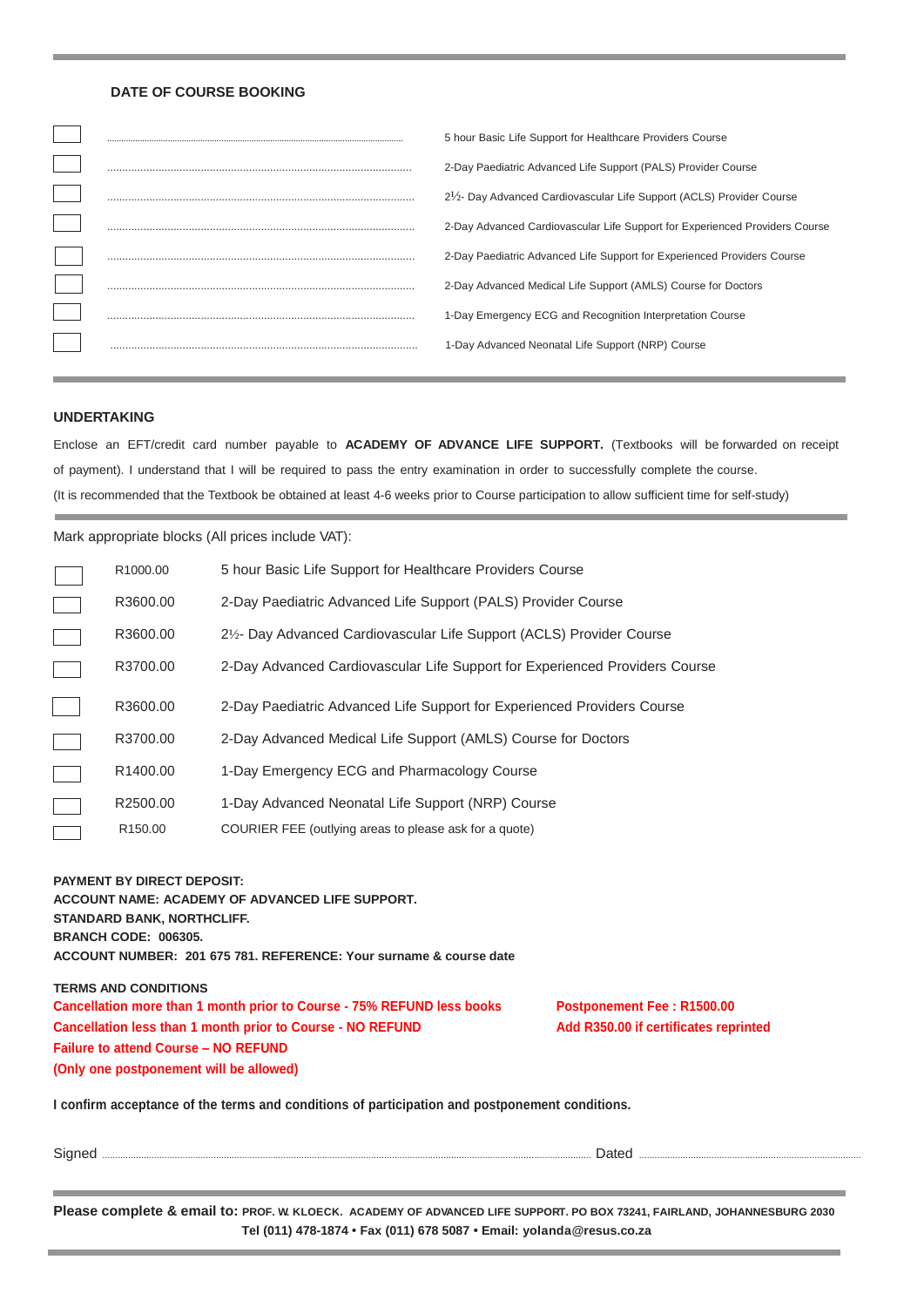## DATE OF COURSE BOOKING

| | | |
|---|---|---|
| ☐ | ..................... | 5 hour Basic Life Support for Healthcare Providers Course |
| ☐ | ..................... | 2-Day Paediatric Advanced Life Support (PALS) Provider Course |
| ☐ | ..................... | 2½- Day Advanced Cardiovascular Life Support (ACLS) Provider Course |
| ☐ | ..................... | 2-Day Advanced Cardiovascular Life Support for Experienced Providers Course |
| ☐ | ..................... | 2-Day Paediatric Advanced Life Support for Experienced Providers Course |
| ☐ | ..................... | 2-Day Advanced Medical Life Support (AMLS) Course for Doctors |
| ☐ | ..................... | 1-Day Emergency ECG and Recognition Interpretation Course |
| ☐ | ..................... | 1-Day Advanced Neonatal Life Support (NRP) Course |

## UNDERTAKING

Enclose an EFT/credit card number payable to **ACADEMY OF ADVANCE LIFE SUPPORT.** (Textbooks will be forwarded on receipt of payment). I understand that I will be required to pass the entry examination in order to successfully complete the course.

(It is recommended that the Textbook be obtained at least 4-6 weeks prior to Course participation to allow sufficient time for self-study)

Mark appropriate blocks (All prices include VAT):

| | | |
|---|---|---|
| ☐ | R1000.00 | 5 hour Basic Life Support for Healthcare Providers Course |
| ☐ | R3600.00 | 2-Day Paediatric Advanced Life Support (PALS) Provider Course |
| ☐ | R3600.00 | 2½- Day Advanced Cardiovascular Life Support (ACLS) Provider Course |
| ☐ | R3700.00 | 2-Day Advanced Cardiovascular Life Support for Experienced Providers Course |
| ☐ | R3600.00 | 2-Day Paediatric Advanced Life Support for Experienced Providers Course |
| ☐ | R3700.00 | 2-Day Advanced Medical Life Support (AMLS) Course for Doctors |
| ☐ | R1400.00 | 1-Day Emergency ECG and Pharmacology Course |
| ☐ | R2500.00 | 1-Day Advanced Neonatal Life Support (NRP) Course |
| ☐ | R150.00 | COURIER FEE (outlying areas to please ask for a quote) |

**PAYMENT BY DIRECT DEPOSIT:**
**ACCOUNT NAME: ACADEMY OF ADVANCED LIFE SUPPORT.**
**STANDARD BANK, NORTHCLIFF.**
**BRANCH CODE: 006305.**
**ACCOUNT NUMBER: 201 675 781. REFERENCE: Your surname & course date**

**TERMS AND CONDITIONS**

**Cancellation more than 1 month prior to Course - 75% REFUND less books**
**Cancellation less than 1 month prior to Course - NO REFUND**
**Failure to attend Course – NO REFUND**
**(Only one postponement will be allowed)**

**Postponement Fee : R1500.00**
**Add R350.00 if certificates reprinted**

**I confirm acceptance of the terms and conditions of participation and postponement conditions.**

Signed ........................................................................ Dated ..........................................

**Please complete & email to: PROF. W. KLOECK. ACADEMY OF ADVANCED LIFE SUPPORT. PO BOX 73241, FAIRLAND, JOHANNESBURG 2030**
**Tel (011) 478-1874 • Fax (011) 678 5087 • Email: yolanda@resus.co.za**